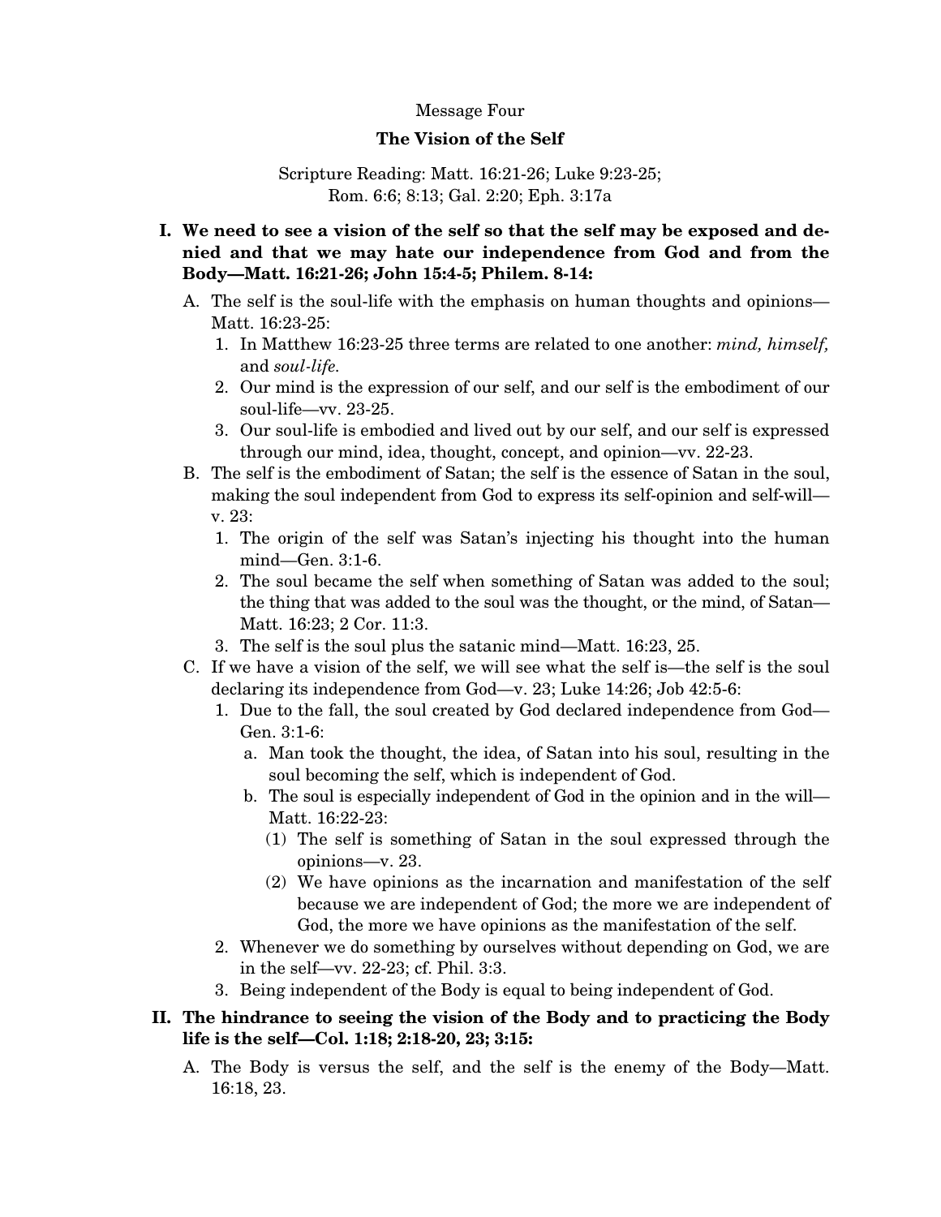Message Four

# The Vision of the Self

Scripture Reading: Matt. 16:21-26; Luke 9:23-25; Rom. 6:6; 8:13; Gal. 2:20; Eph. 3:17a

**I. We need to see a vision of the self so that the self may be exposed and denied and that we may hate our independence from God and from the Body—Matt. 16:21-26; John 15:4-5; Philem. 8-14:**

- A. The self is the soul-life with the emphasis on human thoughts and opinions—Matt. 16:23-25:
  1. In Matthew 16:23-25 three terms are related to one another: *mind, himself,* and *soul-life.*
  2. Our mind is the expression of our self, and our self is the embodiment of our soul-life—vv. 23-25.
  3. Our soul-life is embodied and lived out by our self, and our self is expressed through our mind, idea, thought, concept, and opinion—vv. 22-23.
- B. The self is the embodiment of Satan; the self is the essence of Satan in the soul, making the soul independent from God to express its self-opinion and self-will—v. 23:
  1. The origin of the self was Satan's injecting his thought into the human mind—Gen. 3:1-6.
  2. The soul became the self when something of Satan was added to the soul; the thing that was added to the soul was the thought, or the mind, of Satan—Matt. 16:23; 2 Cor. 11:3.
  3. The self is the soul plus the satanic mind—Matt. 16:23, 25.
- C. If we have a vision of the self, we will see what the self is—the self is the soul declaring its independence from God—v. 23; Luke 14:26; Job 42:5-6:
  1. Due to the fall, the soul created by God declared independence from God—Gen. 3:1-6:
     - a. Man took the thought, the idea, of Satan into his soul, resulting in the soul becoming the self, which is independent of God.
     - b. The soul is especially independent of God in the opinion and in the will—Matt. 16:22-23:
       - (1) The self is something of Satan in the soul expressed through the opinions—v. 23.
       - (2) We have opinions as the incarnation and manifestation of the self because we are independent of God; the more we are independent of God, the more we have opinions as the manifestation of the self.
  2. Whenever we do something by ourselves without depending on God, we are in the self—vv. 22-23; cf. Phil. 3:3.
  3. Being independent of the Body is equal to being independent of God.

**II. The hindrance to seeing the vision of the Body and to practicing the Body life is the self—Col. 1:18; 2:18-20, 23; 3:15:**

- A. The Body is versus the self, and the self is the enemy of the Body—Matt. 16:18, 23.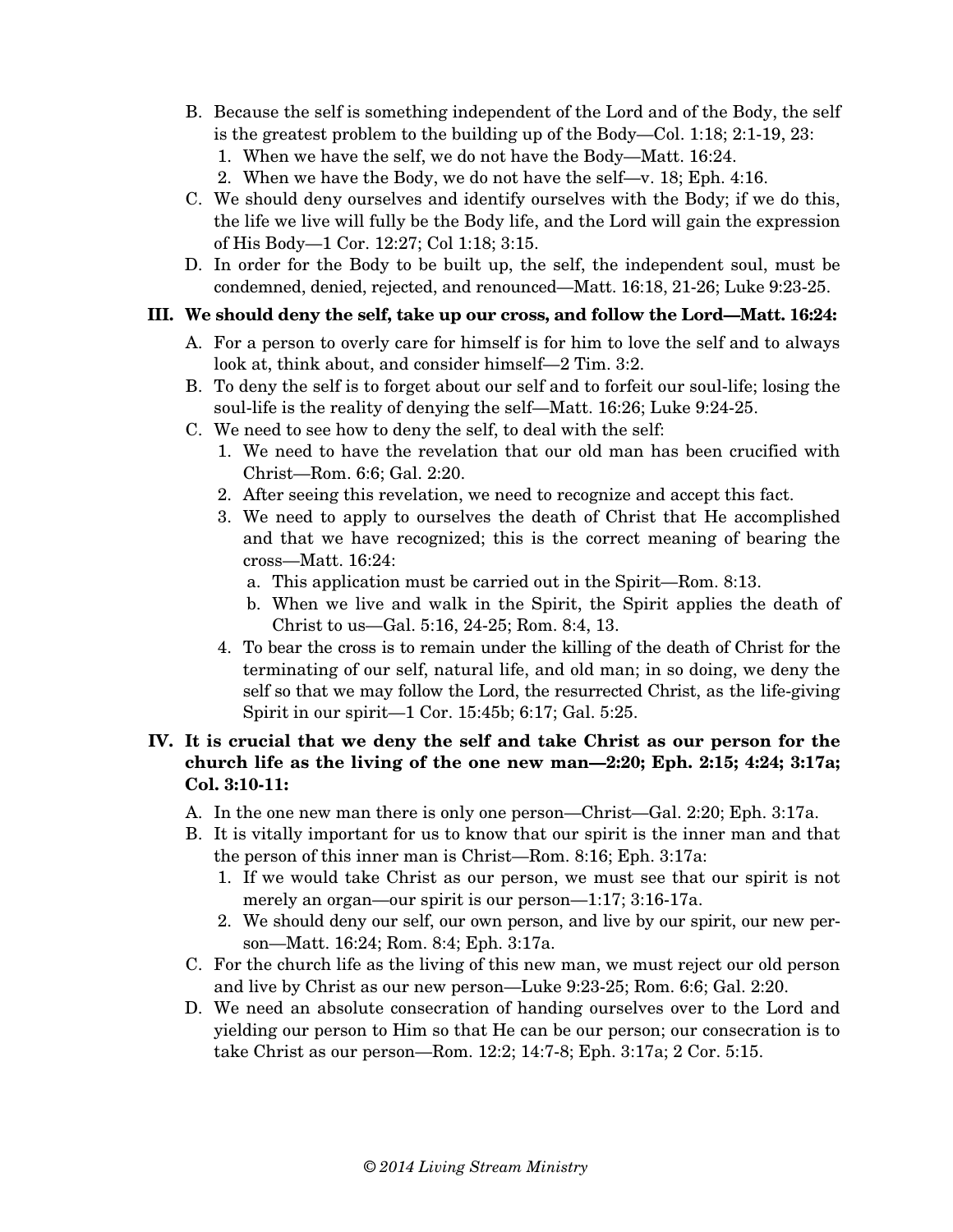B. Because the self is something independent of the Lord and of the Body, the self is the greatest problem to the building up of the Body—Col. 1:18; 2:1-19, 23:
   1. When we have the self, we do not have the Body—Matt. 16:24.
   2. When we have the Body, we do not have the self—v. 18; Eph. 4:16.

C. We should deny ourselves and identify ourselves with the Body; if we do this, the life we live will fully be the Body life, and the Lord will gain the expression of His Body—1 Cor. 12:27; Col 1:18; 3:15.

D. In order for the Body to be built up, the self, the independent soul, must be condemned, denied, rejected, and renounced—Matt. 16:18, 21-26; Luke 9:23-25.

**III. We should deny the self, take up our cross, and follow the Lord—Matt. 16:24:**

A. For a person to overly care for himself is for him to love the self and to always look at, think about, and consider himself—2 Tim. 3:2.

B. To deny the self is to forget about our self and to forfeit our soul-life; losing the soul-life is the reality of denying the self—Matt. 16:26; Luke 9:24-25.

C. We need to see how to deny the self, to deal with the self:
   1. We need to have the revelation that our old man has been crucified with Christ—Rom. 6:6; Gal. 2:20.
   2. After seeing this revelation, we need to recognize and accept this fact.
   3. We need to apply to ourselves the death of Christ that He accomplished and that we have recognized; this is the correct meaning of bearing the cross—Matt. 16:24:
      a. This application must be carried out in the Spirit—Rom. 8:13.
      b. When we live and walk in the Spirit, the Spirit applies the death of Christ to us—Gal. 5:16, 24-25; Rom. 8:4, 13.
   4. To bear the cross is to remain under the killing of the death of Christ for the terminating of our self, natural life, and old man; in so doing, we deny the self so that we may follow the Lord, the resurrected Christ, as the life-giving Spirit in our spirit—1 Cor. 15:45b; 6:17; Gal. 5:25.

**IV. It is crucial that we deny the self and take Christ as our person for the church life as the living of the one new man—2:20; Eph. 2:15; 4:24; 3:17a; Col. 3:10-11:**

A. In the one new man there is only one person—Christ—Gal. 2:20; Eph. 3:17a.

B. It is vitally important for us to know that our spirit is the inner man and that the person of this inner man is Christ—Rom. 8:16; Eph. 3:17a:
   1. If we would take Christ as our person, we must see that our spirit is not merely an organ—our spirit is our person—1:17; 3:16-17a.
   2. We should deny our self, our own person, and live by our spirit, our new person—Matt. 16:24; Rom. 8:4; Eph. 3:17a.

C. For the church life as the living of this new man, we must reject our old person and live by Christ as our new person—Luke 9:23-25; Rom. 6:6; Gal. 2:20.

D. We need an absolute consecration of handing ourselves over to the Lord and yielding our person to Him so that He can be our person; our consecration is to take Christ as our person—Rom. 12:2; 14:7-8; Eph. 3:17a; 2 Cor. 5:15.

*© 2014 Living Stream Ministry*